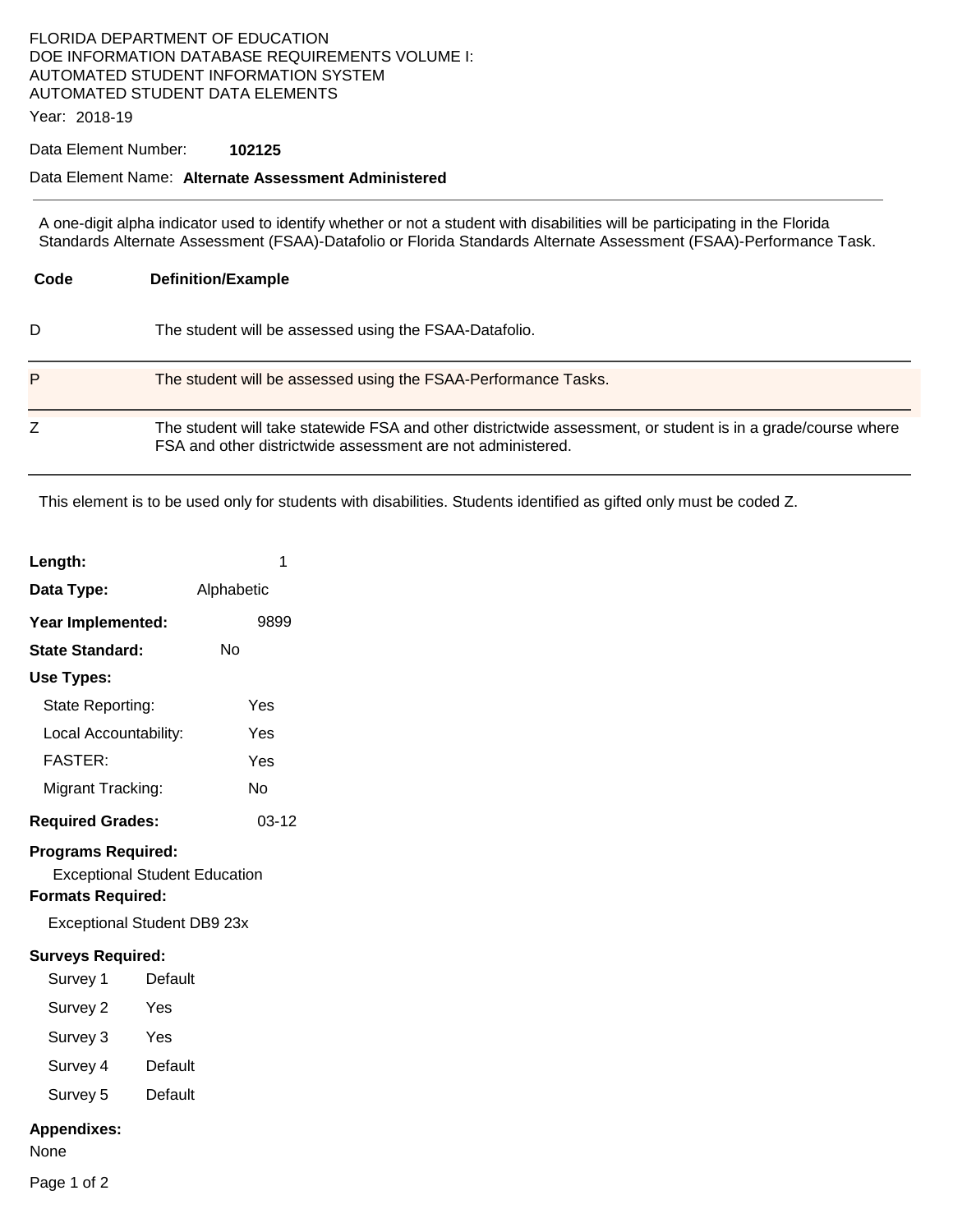FLORIDA DEPARTMENT OF EDUCATION
DOE INFORMATION DATABASE REQUIREMENTS VOLUME I:
AUTOMATED STUDENT INFORMATION SYSTEM
AUTOMATED STUDENT DATA ELEMENTS

Year: 2018-19

Data Element Number: **102125**

Data Element Name: **Alternate Assessment Administered**

---

A one-digit alpha indicator used to identify whether or not a student with disabilities will be participating in the Florida Standards Alternate Assessment (FSAA)-Datafolio or Florida Standards Alternate Assessment (FSAA)-Performance Task.

| Code | Definition/Example |
| --- | --- |
| D | The student will be assessed using the FSAA-Datafolio. |
| P | The student will be assessed using the FSAA-Performance Tasks. |
| Z | The student will take statewide FSA and other districtwide assessment, or student is in a grade/course where FSA and other districtwide assessment are not administered. |

This element is to be used only for students with disabilities. Students identified as gifted only must be coded Z.

**Length:** 1

**Data Type:** Alphabetic

**Year Implemented:** 9899

**State Standard:** No

**Use Types:**

- State Reporting: Yes
- Local Accountability: Yes
- FASTER: Yes
- Migrant Tracking: No

**Required Grades:** 03-12

**Programs Required:**

Exceptional Student Education

**Formats Required:**

Exceptional Student DB9 23x

**Surveys Required:**

- Survey 1 Default
- Survey 2 Yes
- Survey 3 Yes
- Survey 4 Default
- Survey 5 Default

**Appendixes:**

None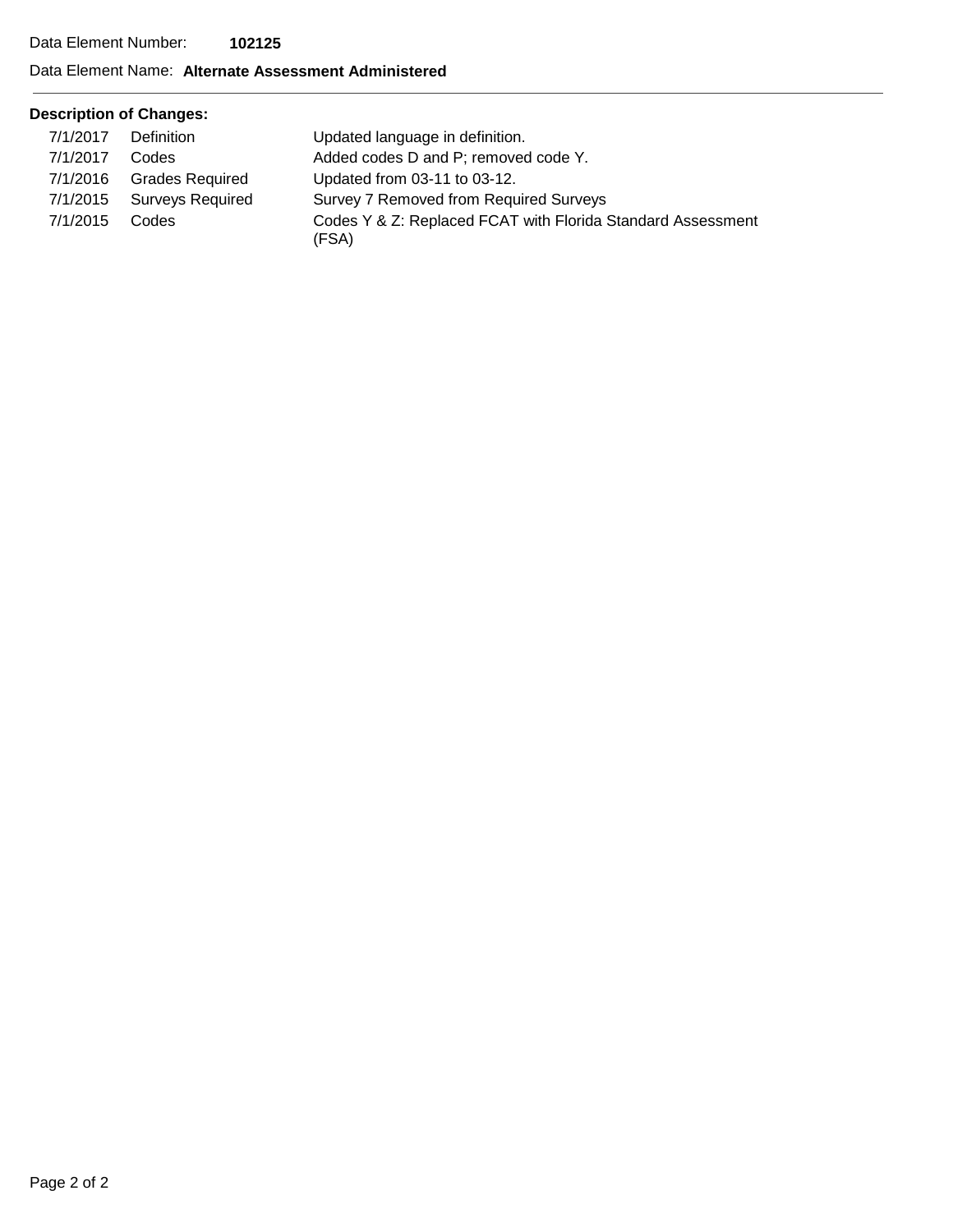Data Element Number: **102125**

Data Element Name: **Alternate Assessment Administered**

**Description of Changes:**

| | | |
|---|---|---|
| 7/1/2017 | Definition | Updated language in definition. |
| 7/1/2017 | Codes | Added codes D and P; removed code Y. |
| 7/1/2016 | Grades Required | Updated from 03-11 to 03-12. |
| 7/1/2015 | Surveys Required | Survey 7 Removed from Required Surveys |
| 7/1/2015 | Codes | Codes Y & Z: Replaced FCAT with Florida Standard Assessment (FSA) |